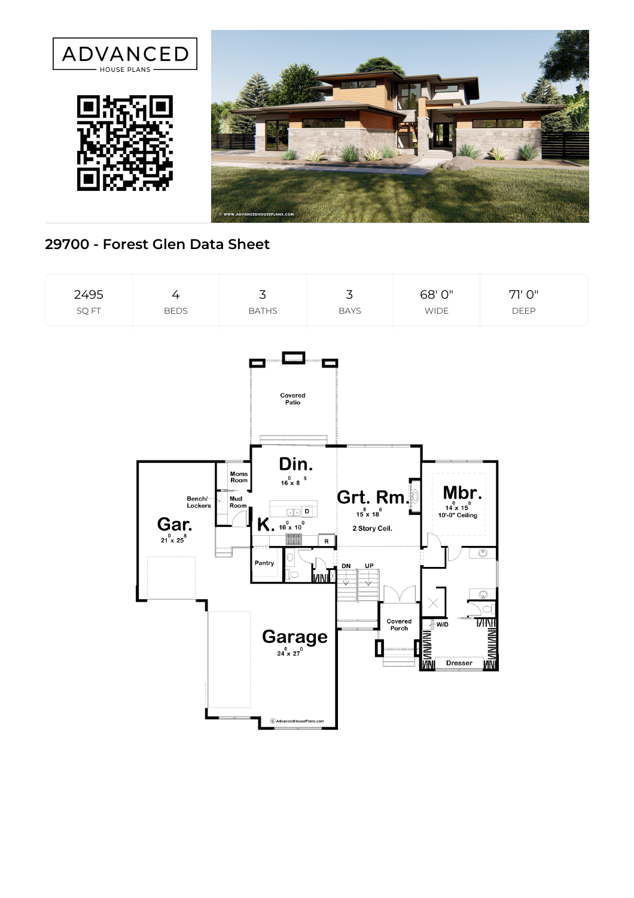ADVANCED
HOUSE PLANS

## 29700 - Forest Glen Data Sheet

| 2495 | 4 | 3 | 3 | 68' 0" | 71' 0" |
| --- | --- | --- | --- | --- | --- |
| SQ FT | BEDS | BATHS | BAYS | WIDE | DEEP |

Covered Patio

Din. $16^0$ x $8^5$

Grt. Rm. $15^8$ x $18^6$
2 Story Ceil.

Mbr. $14^0$ x $15^8$
10'-0" Ceiling

Moms Room

Bench/ Lockers

Mud Room

K. $16^0$ x $10^0$

Gar. $21^0$ x $25^8$

Pantry

DN UP

Covered Porch

W/D

Dresser

Garage $24^0$ x $27^0$

© AdvancedHousePlans.com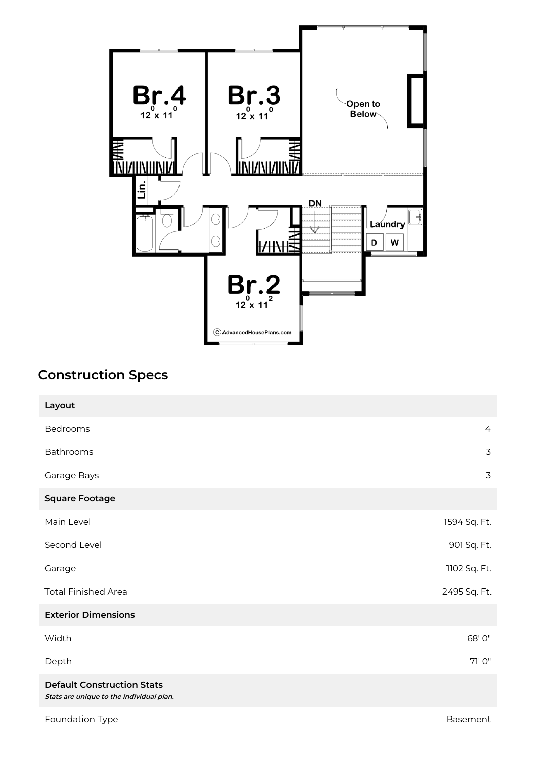## Construction Specs

| Layout | |
|---|---|
| Bedrooms | 4 |
| Bathrooms | 3 |
| Garage Bays | 3 |
| **Square Footage** | |
| Main Level | 1594 Sq. Ft. |
| Second Level | 901 Sq. Ft. |
| Garage | 1102 Sq. Ft. |
| Total Finished Area | 2495 Sq. Ft. |
| **Exterior Dimensions** | |
| Width | 68' 0" |
| Depth | 71' 0" |
| **Default Construction Stats** *Stats are unique to the individual plan.* | |
| Foundation Type | Basement |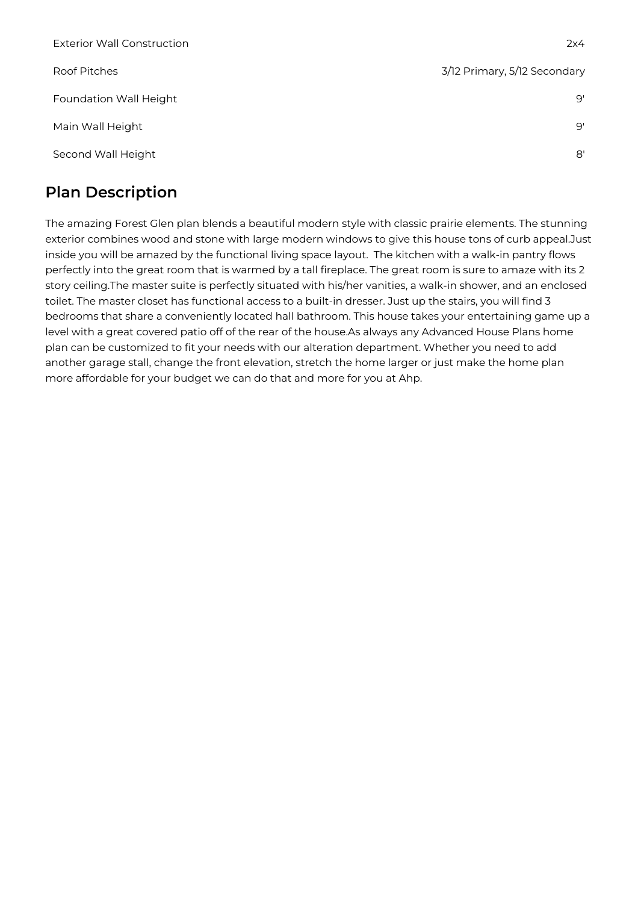| | |
|---|---|
| Exterior Wall Construction | 2x4 |
| Roof Pitches | 3/12 Primary, 5/12 Secondary |
| Foundation Wall Height | 9' |
| Main Wall Height | 9' |
| Second Wall Height | 8' |

## Plan Description

The amazing Forest Glen plan blends a beautiful modern style with classic prairie elements. The stunning exterior combines wood and stone with large modern windows to give this house tons of curb appeal.Just inside you will be amazed by the functional living space layout.  The kitchen with a walk-in pantry flows perfectly into the great room that is warmed by a tall fireplace. The great room is sure to amaze with its 2 story ceiling.The master suite is perfectly situated with his/her vanities, a walk-in shower, and an enclosed toilet. The master closet has functional access to a built-in dresser. Just up the stairs, you will find 3 bedrooms that share a conveniently located hall bathroom. This house takes your entertaining game up a level with a great covered patio off of the rear of the house.As always any Advanced House Plans home plan can be customized to fit your needs with our alteration department. Whether you need to add another garage stall, change the front elevation, stretch the home larger or just make the home plan more affordable for your budget we can do that and more for you at Ahp.